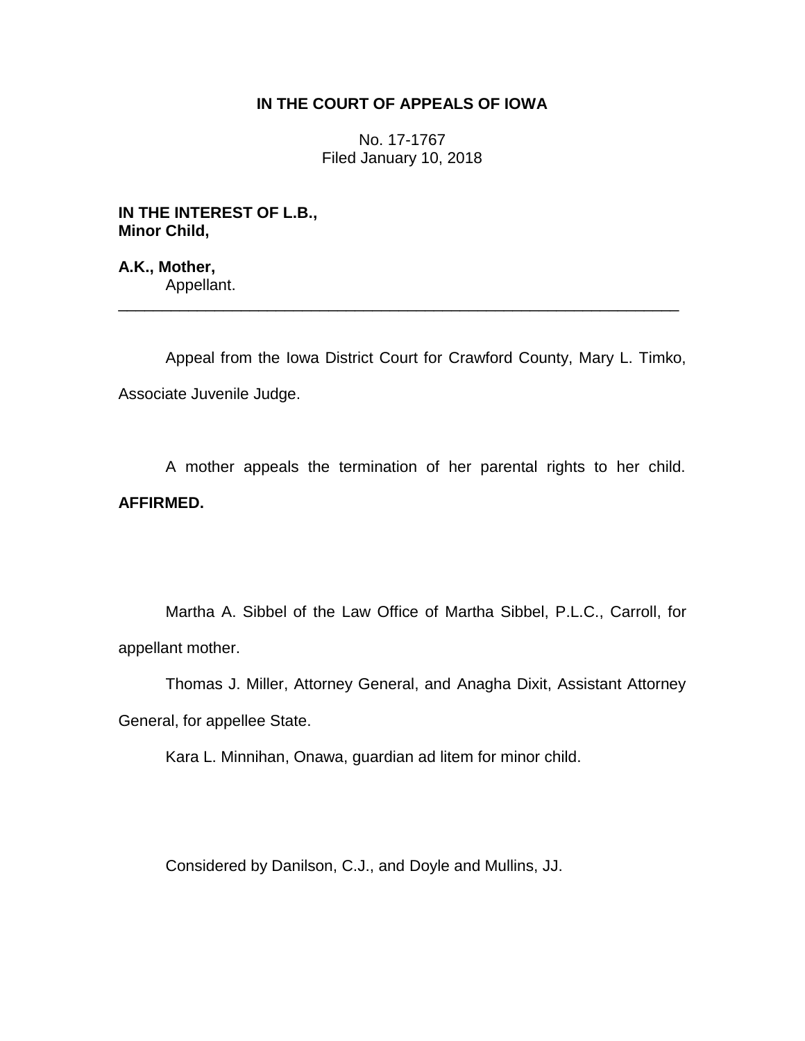**IN THE COURT OF APPEALS OF IOWA**

No. 17-1767
Filed January 10, 2018

**IN THE INTEREST OF L.B.,**
**Minor Child,**

**A.K., Mother,**
Appellant.

---

Appeal from the Iowa District Court for Crawford County, Mary L. Timko, Associate Juvenile Judge.

A mother appeals the termination of her parental rights to her child. **AFFIRMED.**

Martha A. Sibbel of the Law Office of Martha Sibbel, P.L.C., Carroll, for appellant mother.

Thomas J. Miller, Attorney General, and Anagha Dixit, Assistant Attorney General, for appellee State.

Kara L. Minnihan, Onawa, guardian ad litem for minor child.

Considered by Danilson, C.J., and Doyle and Mullins, JJ.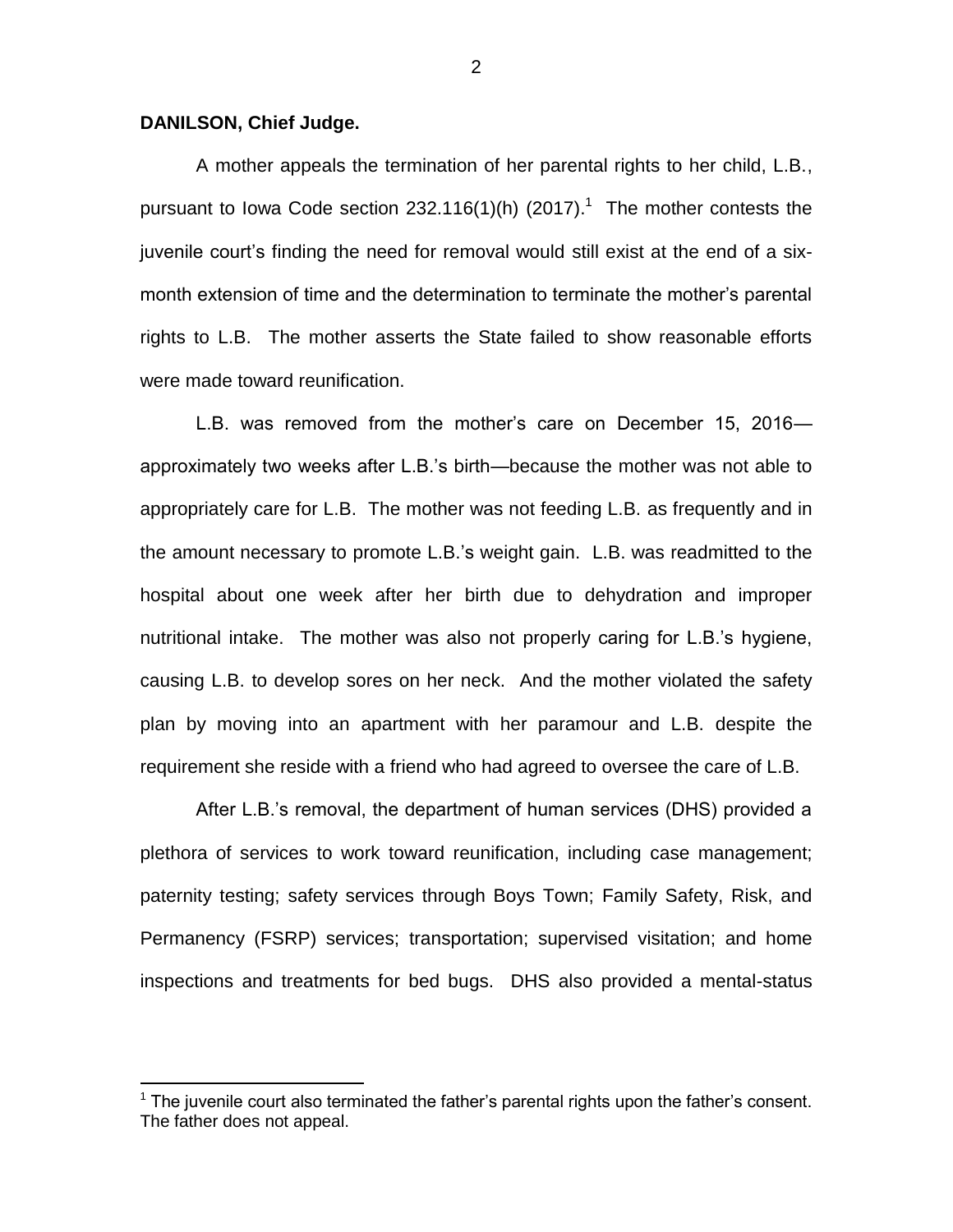**DANILSON, Chief Judge.**

A mother appeals the termination of her parental rights to her child, L.B., pursuant to Iowa Code section 232.116(1)(h) (2017).[1] The mother contests the juvenile court's finding the need for removal would still exist at the end of a six-month extension of time and the determination to terminate the mother's parental rights to L.B. The mother asserts the State failed to show reasonable efforts were made toward reunification.

L.B. was removed from the mother's care on December 15, 2016—approximately two weeks after L.B.'s birth—because the mother was not able to appropriately care for L.B. The mother was not feeding L.B. as frequently and in the amount necessary to promote L.B.'s weight gain. L.B. was readmitted to the hospital about one week after her birth due to dehydration and improper nutritional intake. The mother was also not properly caring for L.B.'s hygiene, causing L.B. to develop sores on her neck. And the mother violated the safety plan by moving into an apartment with her paramour and L.B. despite the requirement she reside with a friend who had agreed to oversee the care of L.B.

After L.B.'s removal, the department of human services (DHS) provided a plethora of services to work toward reunification, including case management; paternity testing; safety services through Boys Town; Family Safety, Risk, and Permanency (FSRP) services; transportation; supervised visitation; and home inspections and treatments for bed bugs. DHS also provided a mental-status

[1] The juvenile court also terminated the father's parental rights upon the father's consent. The father does not appeal.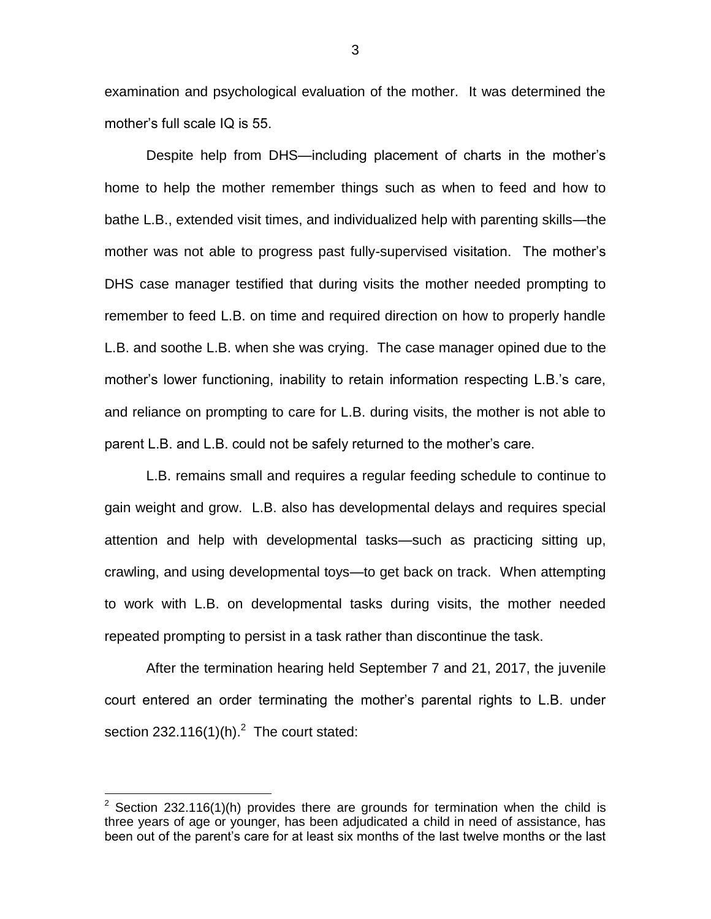examination and psychological evaluation of the mother. It was determined the mother's full scale IQ is 55.

Despite help from DHS—including placement of charts in the mother's home to help the mother remember things such as when to feed and how to bathe L.B., extended visit times, and individualized help with parenting skills—the mother was not able to progress past fully-supervised visitation. The mother's DHS case manager testified that during visits the mother needed prompting to remember to feed L.B. on time and required direction on how to properly handle L.B. and soothe L.B. when she was crying. The case manager opined due to the mother's lower functioning, inability to retain information respecting L.B.'s care, and reliance on prompting to care for L.B. during visits, the mother is not able to parent L.B. and L.B. could not be safely returned to the mother's care.

L.B. remains small and requires a regular feeding schedule to continue to gain weight and grow. L.B. also has developmental delays and requires special attention and help with developmental tasks—such as practicing sitting up, crawling, and using developmental toys—to get back on track. When attempting to work with L.B. on developmental tasks during visits, the mother needed repeated prompting to persist in a task rather than discontinue the task.

After the termination hearing held September 7 and 21, 2017, the juvenile court entered an order terminating the mother's parental rights to L.B. under section 232.116(1)(h).[2] The court stated:

---

[2] Section 232.116(1)(h) provides there are grounds for termination when the child is three years of age or younger, has been adjudicated a child in need of assistance, has been out of the parent's care for at least six months of the last twelve months or the last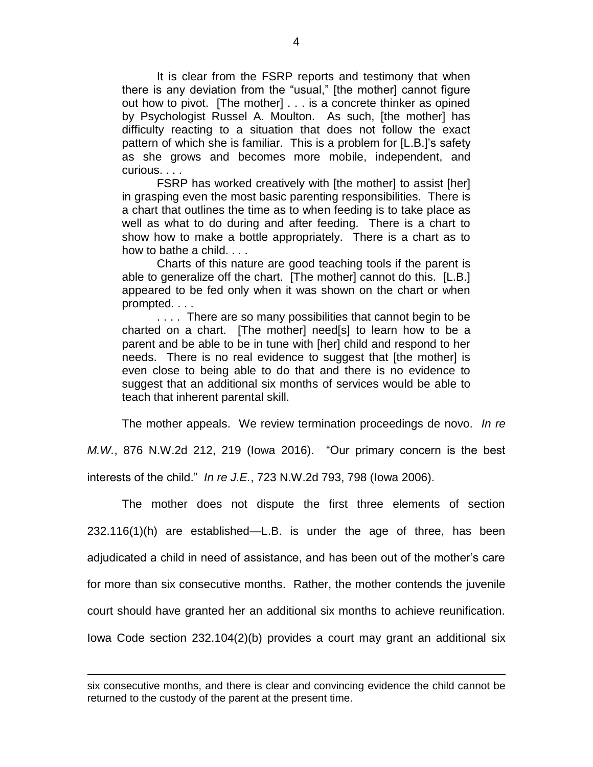> It is clear from the FSRP reports and testimony that when there is any deviation from the "usual," [the mother] cannot figure out how to pivot. [The mother] . . . is a concrete thinker as opined by Psychologist Russel A. Moulton. As such, [the mother] has difficulty reacting to a situation that does not follow the exact pattern of which she is familiar. This is a problem for [L.B.]'s safety as she grows and becomes more mobile, independent, and curious. . . .
>
> FSRP has worked creatively with [the mother] to assist [her] in grasping even the most basic parenting responsibilities. There is a chart that outlines the time as to when feeding is to take place as well as what to do during and after feeding. There is a chart to show how to make a bottle appropriately. There is a chart as to how to bathe a child. . . .
>
> Charts of this nature are good teaching tools if the parent is able to generalize off the chart. [The mother] cannot do this. [L.B.] appeared to be fed only when it was shown on the chart or when prompted. . . .
>
> . . . . There are so many possibilities that cannot begin to be charted on a chart. [The mother] need[s] to learn how to be a parent and be able to be in tune with [her] child and respond to her needs. There is no real evidence to suggest that [the mother] is even close to being able to do that and there is no evidence to suggest that an additional six months of services would be able to teach that inherent parental skill.

The mother appeals. We review termination proceedings de novo. *In re M.W.*, 876 N.W.2d 212, 219 (Iowa 2016). "Our primary concern is the best interests of the child." *In re J.E.*, 723 N.W.2d 793, 798 (Iowa 2006).

The mother does not dispute the first three elements of section 232.116(1)(h) are established—L.B. is under the age of three, has been adjudicated a child in need of assistance, and has been out of the mother's care for more than six consecutive months. Rather, the mother contends the juvenile court should have granted her an additional six months to achieve reunification. Iowa Code section 232.104(2)(b) provides a court may grant an additional six

---

six consecutive months, and there is clear and convincing evidence the child cannot be returned to the custody of the parent at the present time.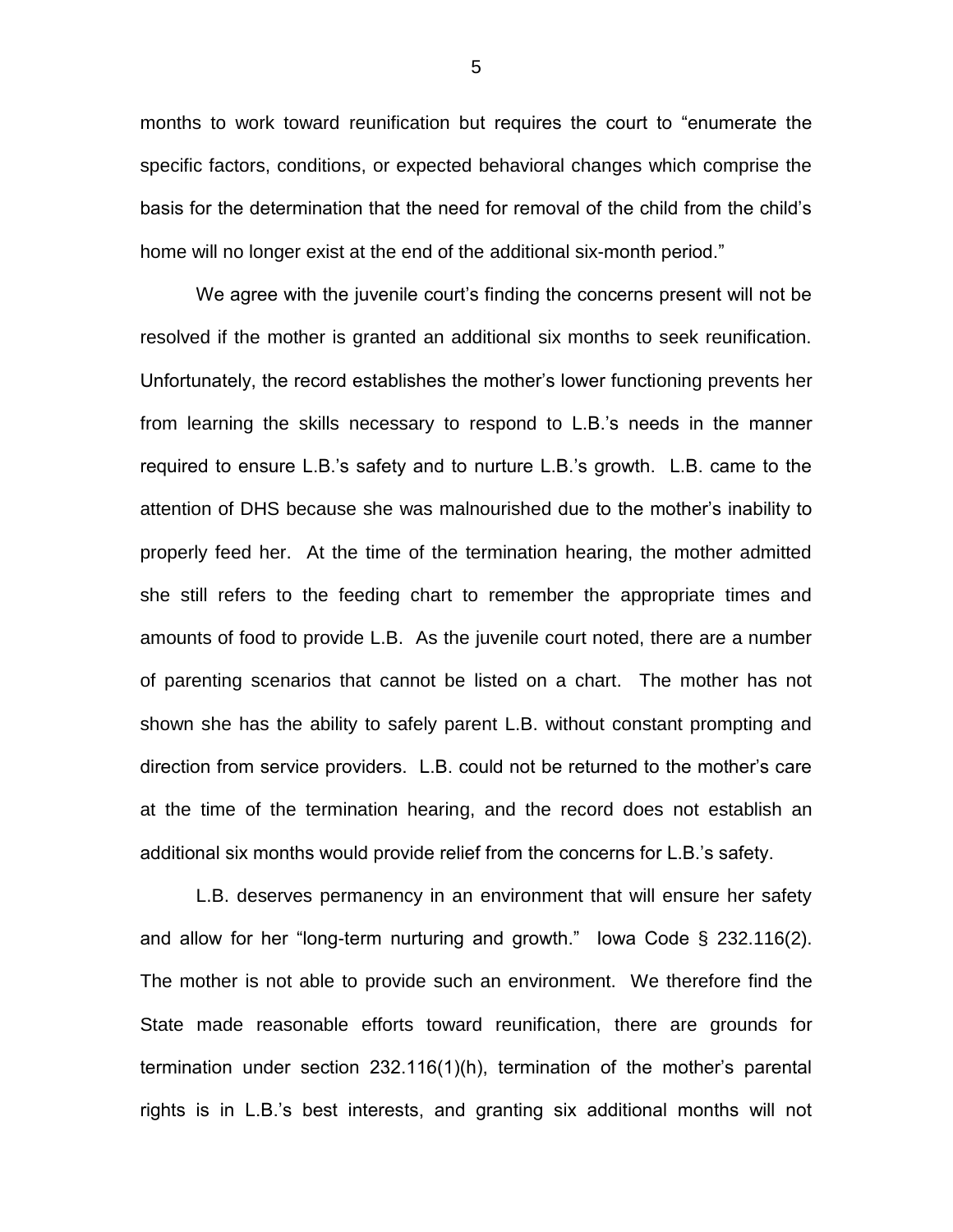months to work toward reunification but requires the court to "enumerate the specific factors, conditions, or expected behavioral changes which comprise the basis for the determination that the need for removal of the child from the child's home will no longer exist at the end of the additional six-month period."

We agree with the juvenile court's finding the concerns present will not be resolved if the mother is granted an additional six months to seek reunification. Unfortunately, the record establishes the mother's lower functioning prevents her from learning the skills necessary to respond to L.B.'s needs in the manner required to ensure L.B.'s safety and to nurture L.B.'s growth. L.B. came to the attention of DHS because she was malnourished due to the mother's inability to properly feed her. At the time of the termination hearing, the mother admitted she still refers to the feeding chart to remember the appropriate times and amounts of food to provide L.B. As the juvenile court noted, there are a number of parenting scenarios that cannot be listed on a chart. The mother has not shown she has the ability to safely parent L.B. without constant prompting and direction from service providers. L.B. could not be returned to the mother's care at the time of the termination hearing, and the record does not establish an additional six months would provide relief from the concerns for L.B.'s safety.

L.B. deserves permanency in an environment that will ensure her safety and allow for her "long-term nurturing and growth." Iowa Code § 232.116(2). The mother is not able to provide such an environment. We therefore find the State made reasonable efforts toward reunification, there are grounds for termination under section 232.116(1)(h), termination of the mother's parental rights is in L.B.'s best interests, and granting six additional months will not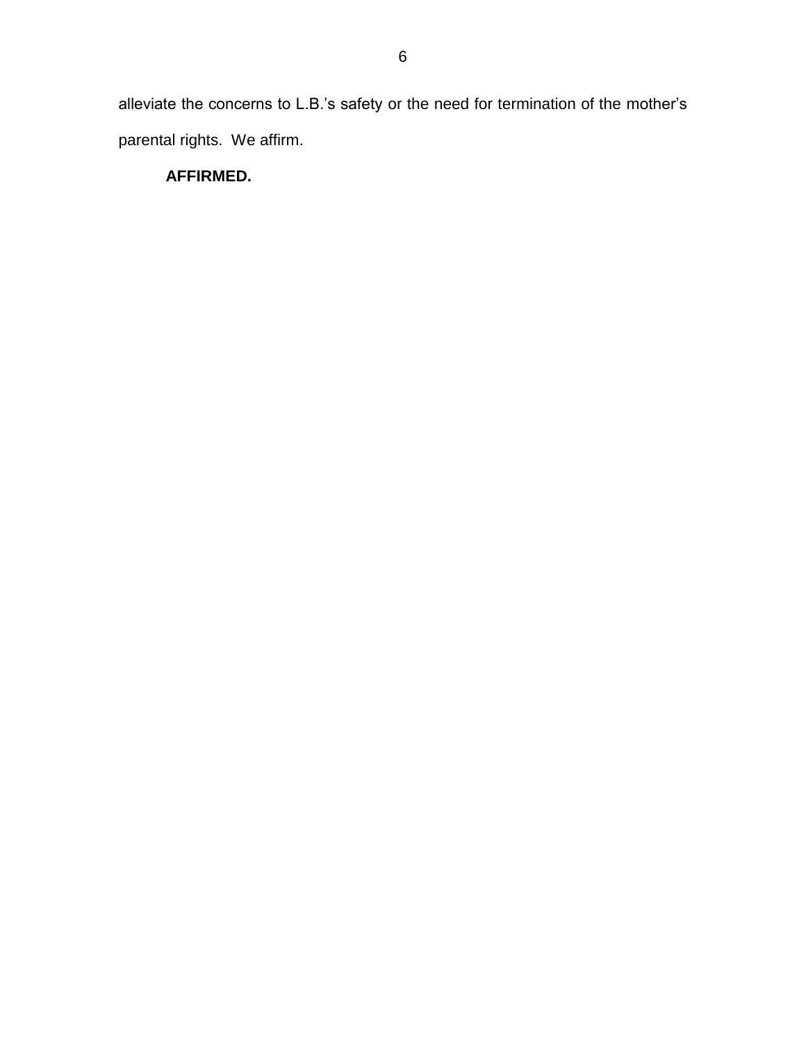alleviate the concerns to L.B.'s safety or the need for termination of the mother's parental rights. We affirm.

**AFFIRMED.**